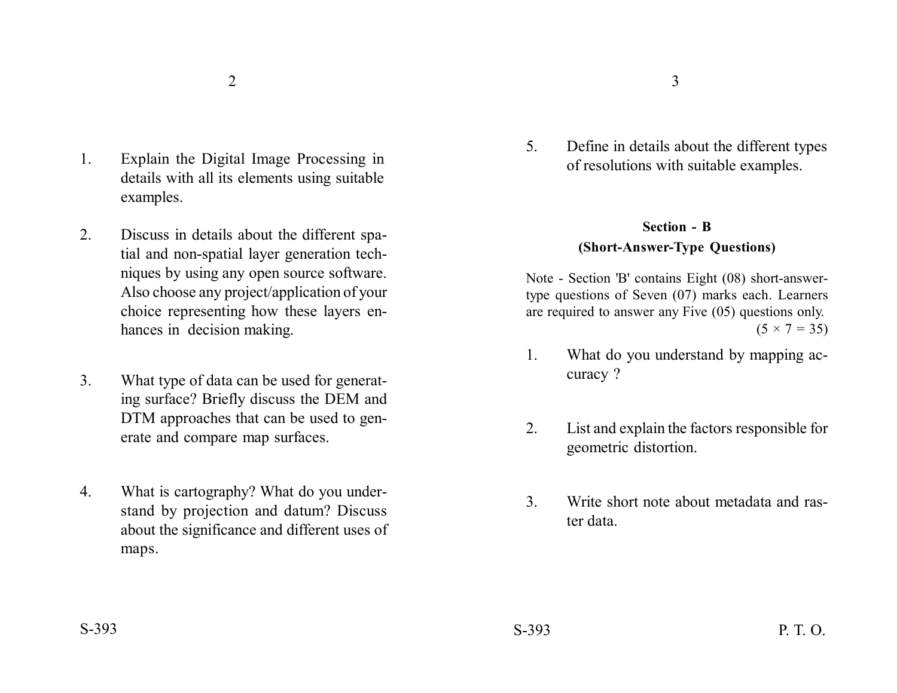1. Explain the Digital Image Processing in details with all its elements using suitable examples.

2. Discuss in details about the different spatial and non-spatial layer generation techniques by using any open source software. Also choose any project/application of your choice representing how these layers enhances in decision making.

3. What type of data can be used for generating surface? Briefly discuss the DEM and DTM approaches that can be used to generate and compare map surfaces.

4. What is cartography? What do you understand by projection and datum? Discuss about the significance and different uses of maps.

5. Define in details about the different types of resolutions with suitable examples.

## Section - B

### (Short-Answer-Type Questions)

Note - Section 'B' contains Eight (08) short-answer-type questions of Seven (07) marks each. Learners are required to answer any Five (05) questions only.

(5 × 7 = 35)

1. What do you understand by mapping accuracy ?

2. List and explain the factors responsible for geometric distortion.

3. Write short note about metadata and raster data.

S-393

P. T. O.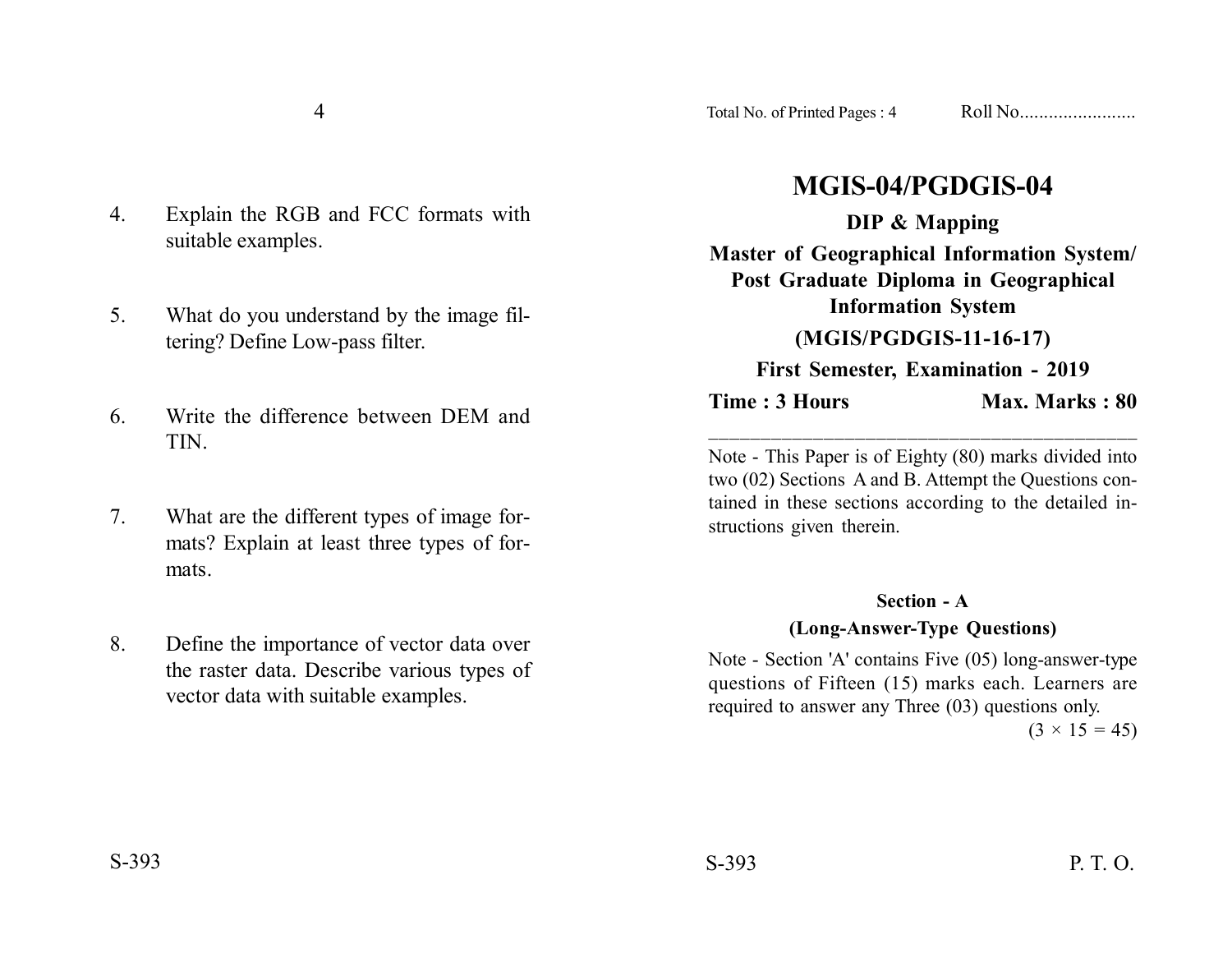4. Explain the RGB and FCC formats with suitable examples.

5. What do you understand by the image filtering? Define Low-pass filter.

6. Write the difference between DEM and TIN.

7. What are the different types of image formats? Explain at least three types of formats.

8. Define the importance of vector data over the raster data. Describe various types of vector data with suitable examples.

S-393

Total No. of Printed Pages : 4 Roll No........................

# MGIS-04/PGDGIS-04

**DIP & Mapping**

**Master of Geographical Information System/ Post Graduate Diploma in Geographical Information System**

**(MGIS/PGDGIS-11-16-17)**

**First Semester, Examination - 2019**

**Time : 3 Hours** **Max. Marks : 80**

Note - This Paper is of Eighty (80) marks divided into two (02) Sections A and B. Attempt the Questions contained in these sections according to the detailed instructions given therein.

## Section - A

**(Long-Answer-Type Questions)**

Note - Section 'A' contains Five (05) long-answer-type questions of Fifteen (15) marks each. Learners are required to answer any Three (03) questions only.

$(3 \times 15 = 45)$

S-393 P. T. O.